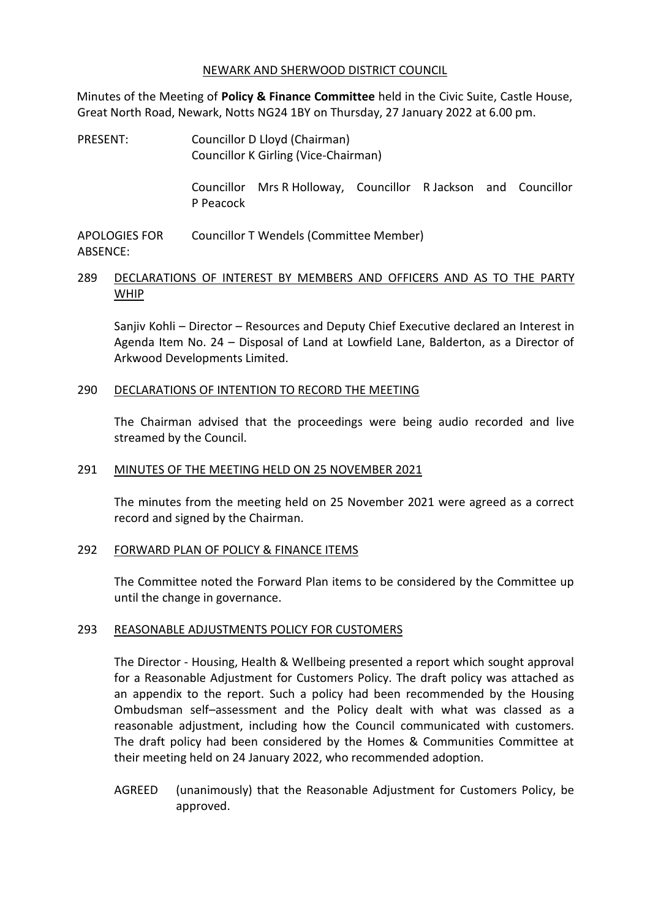NEWARK AND SHERWOOD DISTRICT COUNCIL

Minutes of the Meeting of **Policy & Finance Committee** held in the Civic Suite, Castle House, Great North Road, Newark, Notts NG24 1BY on Thursday, 27 January 2022 at 6.00 pm.

PRESENT: Councillor D Lloyd (Chairman)
Councillor K Girling (Vice-Chairman)

Councillor Mrs R Holloway, Councillor R Jackson and Councillor P Peacock

APOLOGIES FOR ABSENCE: Councillor T Wendels (Committee Member)

## 289 DECLARATIONS OF INTEREST BY MEMBERS AND OFFICERS AND AS TO THE PARTY WHIP

Sanjiv Kohli – Director – Resources and Deputy Chief Executive declared an Interest in Agenda Item No. 24 – Disposal of Land at Lowfield Lane, Balderton, as a Director of Arkwood Developments Limited.

## 290 DECLARATIONS OF INTENTION TO RECORD THE MEETING

The Chairman advised that the proceedings were being audio recorded and live streamed by the Council.

## 291 MINUTES OF THE MEETING HELD ON 25 NOVEMBER 2021

The minutes from the meeting held on 25 November 2021 were agreed as a correct record and signed by the Chairman.

## 292 FORWARD PLAN OF POLICY & FINANCE ITEMS

The Committee noted the Forward Plan items to be considered by the Committee up until the change in governance.

## 293 REASONABLE ADJUSTMENTS POLICY FOR CUSTOMERS

The Director - Housing, Health & Wellbeing presented a report which sought approval for a Reasonable Adjustment for Customers Policy. The draft policy was attached as an appendix to the report. Such a policy had been recommended by the Housing Ombudsman self–assessment and the Policy dealt with what was classed as a reasonable adjustment, including how the Council communicated with customers. The draft policy had been considered by the Homes & Communities Committee at their meeting held on 24 January 2022, who recommended adoption.

AGREED (unanimously) that the Reasonable Adjustment for Customers Policy, be approved.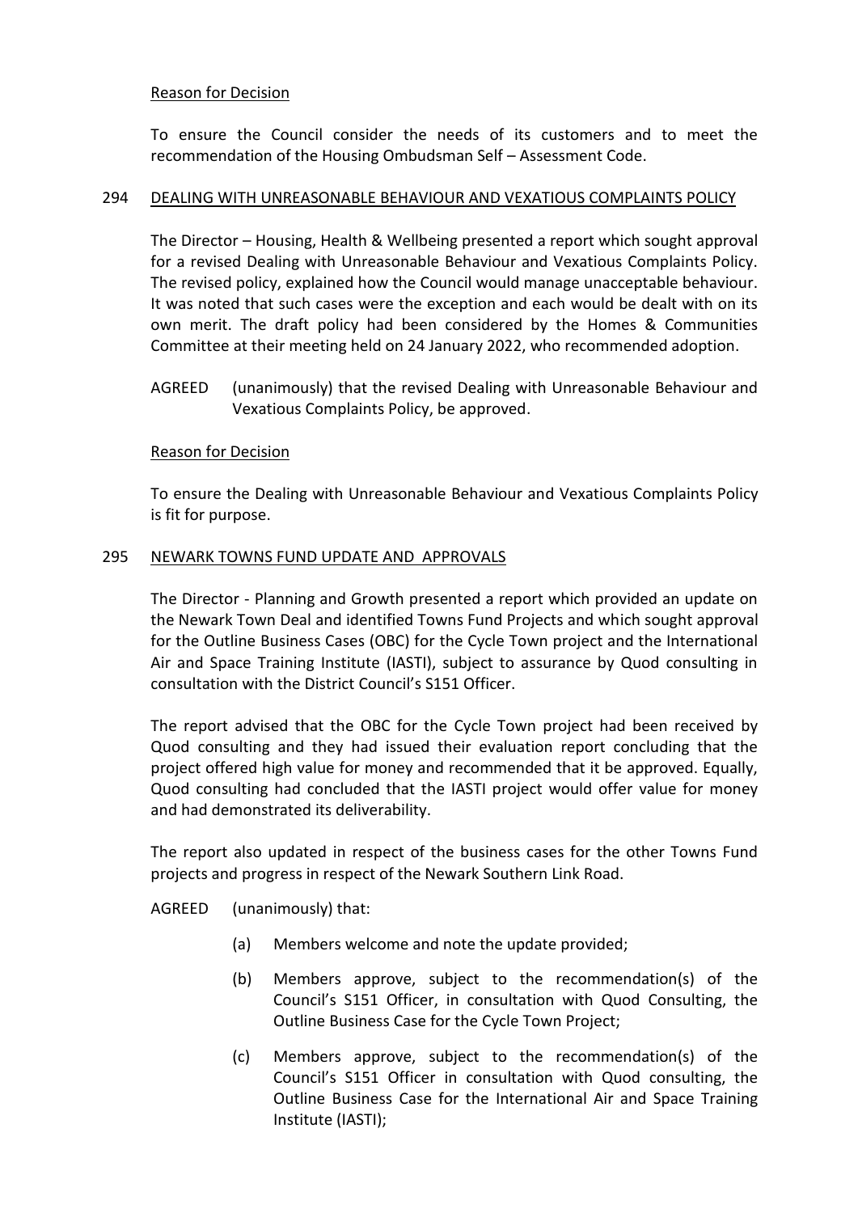Reason for Decision

To ensure the Council consider the needs of its customers and to meet the recommendation of the Housing Ombudsman Self – Assessment Code.

294 DEALING WITH UNREASONABLE BEHAVIOUR AND VEXATIOUS COMPLAINTS POLICY

The Director – Housing, Health & Wellbeing presented a report which sought approval for a revised Dealing with Unreasonable Behaviour and Vexatious Complaints Policy. The revised policy, explained how the Council would manage unacceptable behaviour. It was noted that such cases were the exception and each would be dealt with on its own merit. The draft policy had been considered by the Homes & Communities Committee at their meeting held on 24 January 2022, who recommended adoption.

AGREED (unanimously) that the revised Dealing with Unreasonable Behaviour and Vexatious Complaints Policy, be approved.

Reason for Decision

To ensure the Dealing with Unreasonable Behaviour and Vexatious Complaints Policy is fit for purpose.

295 NEWARK TOWNS FUND UPDATE AND APPROVALS

The Director - Planning and Growth presented a report which provided an update on the Newark Town Deal and identified Towns Fund Projects and which sought approval for the Outline Business Cases (OBC) for the Cycle Town project and the International Air and Space Training Institute (IASTI), subject to assurance by Quod consulting in consultation with the District Council's S151 Officer.

The report advised that the OBC for the Cycle Town project had been received by Quod consulting and they had issued their evaluation report concluding that the project offered high value for money and recommended that it be approved. Equally, Quod consulting had concluded that the IASTI project would offer value for money and had demonstrated its deliverability.

The report also updated in respect of the business cases for the other Towns Fund projects and progress in respect of the Newark Southern Link Road.

AGREED (unanimously) that:

(a) Members welcome and note the update provided;

(b) Members approve, subject to the recommendation(s) of the Council's S151 Officer, in consultation with Quod Consulting, the Outline Business Case for the Cycle Town Project;

(c) Members approve, subject to the recommendation(s) of the Council's S151 Officer in consultation with Quod consulting, the Outline Business Case for the International Air and Space Training Institute (IASTI);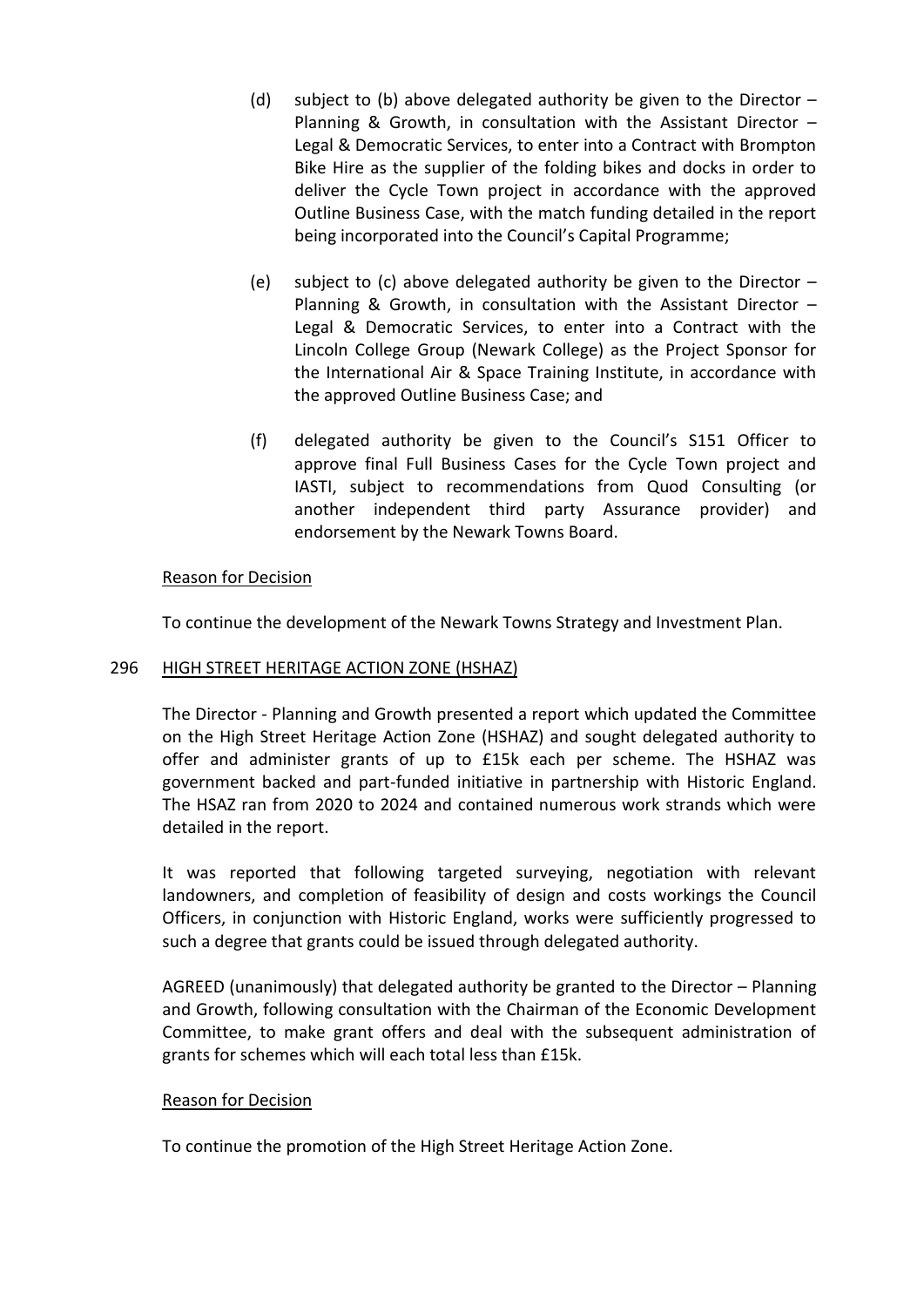(d) subject to (b) above delegated authority be given to the Director – Planning & Growth, in consultation with the Assistant Director – Legal & Democratic Services, to enter into a Contract with Brompton Bike Hire as the supplier of the folding bikes and docks in order to deliver the Cycle Town project in accordance with the approved Outline Business Case, with the match funding detailed in the report being incorporated into the Council's Capital Programme;

(e) subject to (c) above delegated authority be given to the Director – Planning & Growth, in consultation with the Assistant Director – Legal & Democratic Services, to enter into a Contract with the Lincoln College Group (Newark College) as the Project Sponsor for the International Air & Space Training Institute, in accordance with the approved Outline Business Case; and

(f) delegated authority be given to the Council's S151 Officer to approve final Full Business Cases for the Cycle Town project and IASTI, subject to recommendations from Quod Consulting (or another independent third party Assurance provider) and endorsement by the Newark Towns Board.

Reason for Decision

To continue the development of the Newark Towns Strategy and Investment Plan.

296 HIGH STREET HERITAGE ACTION ZONE (HSHAZ)

The Director - Planning and Growth presented a report which updated the Committee on the High Street Heritage Action Zone (HSHAZ) and sought delegated authority to offer and administer grants of up to £15k each per scheme. The HSHAZ was government backed and part-funded initiative in partnership with Historic England. The HSAZ ran from 2020 to 2024 and contained numerous work strands which were detailed in the report.

It was reported that following targeted surveying, negotiation with relevant landowners, and completion of feasibility of design and costs workings the Council Officers, in conjunction with Historic England, works were sufficiently progressed to such a degree that grants could be issued through delegated authority.

AGREED (unanimously) that delegated authority be granted to the Director – Planning and Growth, following consultation with the Chairman of the Economic Development Committee, to make grant offers and deal with the subsequent administration of grants for schemes which will each total less than £15k.

Reason for Decision

To continue the promotion of the High Street Heritage Action Zone.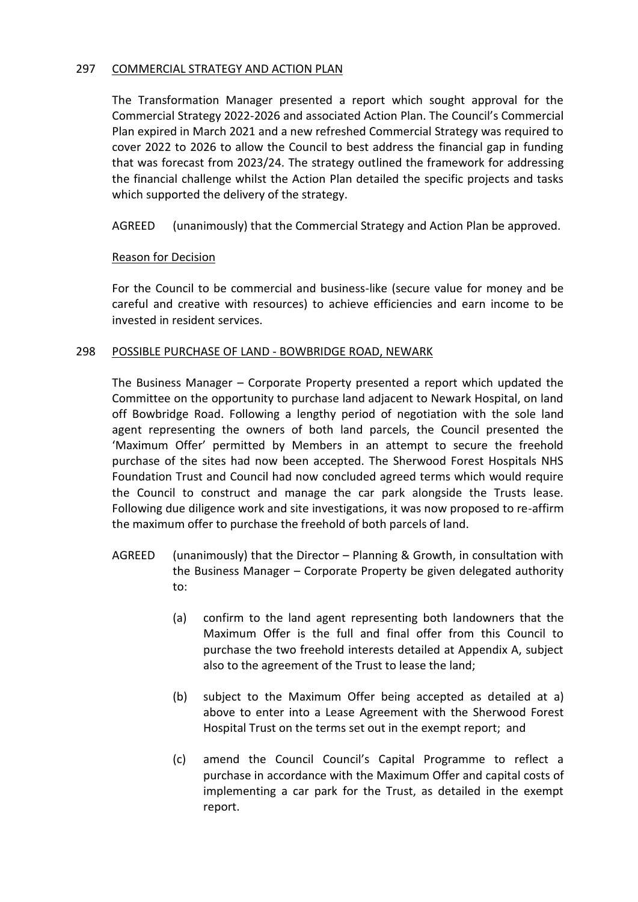## 297 COMMERCIAL STRATEGY AND ACTION PLAN

The Transformation Manager presented a report which sought approval for the Commercial Strategy 2022-2026 and associated Action Plan. The Council's Commercial Plan expired in March 2021 and a new refreshed Commercial Strategy was required to cover 2022 to 2026 to allow the Council to best address the financial gap in funding that was forecast from 2023/24. The strategy outlined the framework for addressing the financial challenge whilst the Action Plan detailed the specific projects and tasks which supported the delivery of the strategy.

AGREED (unanimously) that the Commercial Strategy and Action Plan be approved.

### Reason for Decision

For the Council to be commercial and business-like (secure value for money and be careful and creative with resources) to achieve efficiencies and earn income to be invested in resident services.

## 298 POSSIBLE PURCHASE OF LAND - BOWBRIDGE ROAD, NEWARK

The Business Manager – Corporate Property presented a report which updated the Committee on the opportunity to purchase land adjacent to Newark Hospital, on land off Bowbridge Road. Following a lengthy period of negotiation with the sole land agent representing the owners of both land parcels, the Council presented the 'Maximum Offer' permitted by Members in an attempt to secure the freehold purchase of the sites had now been accepted. The Sherwood Forest Hospitals NHS Foundation Trust and Council had now concluded agreed terms which would require the Council to construct and manage the car park alongside the Trusts lease. Following due diligence work and site investigations, it was now proposed to re-affirm the maximum offer to purchase the freehold of both parcels of land.

AGREED (unanimously) that the Director – Planning & Growth, in consultation with the Business Manager – Corporate Property be given delegated authority to:

(a) confirm to the land agent representing both landowners that the Maximum Offer is the full and final offer from this Council to purchase the two freehold interests detailed at Appendix A, subject also to the agreement of the Trust to lease the land;

(b) subject to the Maximum Offer being accepted as detailed at a) above to enter into a Lease Agreement with the Sherwood Forest Hospital Trust on the terms set out in the exempt report; and

(c) amend the Council Council's Capital Programme to reflect a purchase in accordance with the Maximum Offer and capital costs of implementing a car park for the Trust, as detailed in the exempt report.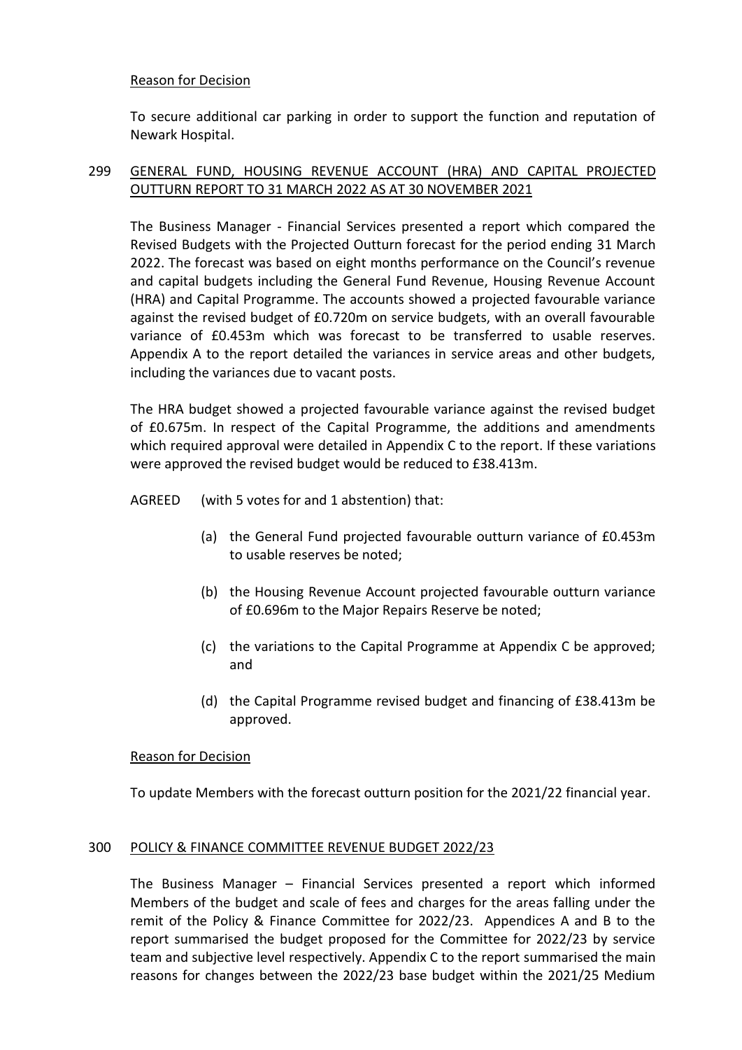Reason for Decision

To secure additional car parking in order to support the function and reputation of Newark Hospital.

## 299 GENERAL FUND, HOUSING REVENUE ACCOUNT (HRA) AND CAPITAL PROJECTED OUTTURN REPORT TO 31 MARCH 2022 AS AT 30 NOVEMBER 2021

The Business Manager - Financial Services presented a report which compared the Revised Budgets with the Projected Outturn forecast for the period ending 31 March 2022. The forecast was based on eight months performance on the Council's revenue and capital budgets including the General Fund Revenue, Housing Revenue Account (HRA) and Capital Programme. The accounts showed a projected favourable variance against the revised budget of £0.720m on service budgets, with an overall favourable variance of £0.453m which was forecast to be transferred to usable reserves. Appendix A to the report detailed the variances in service areas and other budgets, including the variances due to vacant posts.

The HRA budget showed a projected favourable variance against the revised budget of £0.675m. In respect of the Capital Programme, the additions and amendments which required approval were detailed in Appendix C to the report. If these variations were approved the revised budget would be reduced to £38.413m.

AGREED (with 5 votes for and 1 abstention) that:

(a) the General Fund projected favourable outturn variance of £0.453m to usable reserves be noted;

(b) the Housing Revenue Account projected favourable outturn variance of £0.696m to the Major Repairs Reserve be noted;

(c) the variations to the Capital Programme at Appendix C be approved; and

(d) the Capital Programme revised budget and financing of £38.413m be approved.

Reason for Decision

To update Members with the forecast outturn position for the 2021/22 financial year.

## 300 POLICY & FINANCE COMMITTEE REVENUE BUDGET 2022/23

The Business Manager – Financial Services presented a report which informed Members of the budget and scale of fees and charges for the areas falling under the remit of the Policy & Finance Committee for 2022/23. Appendices A and B to the report summarised the budget proposed for the Committee for 2022/23 by service team and subjective level respectively. Appendix C to the report summarised the main reasons for changes between the 2022/23 base budget within the 2021/25 Medium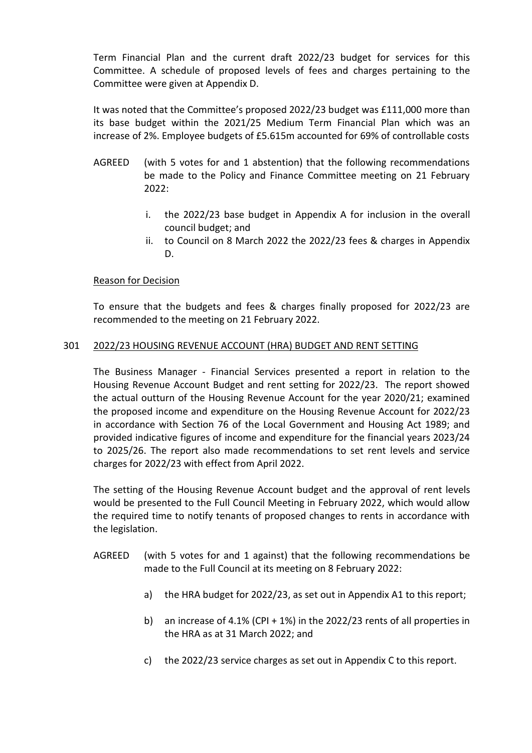Term Financial Plan and the current draft 2022/23 budget for services for this Committee. A schedule of proposed levels of fees and charges pertaining to the Committee were given at Appendix D.

It was noted that the Committee's proposed 2022/23 budget was £111,000 more than its base budget within the 2021/25 Medium Term Financial Plan which was an increase of 2%. Employee budgets of £5.615m accounted for 69% of controllable costs

AGREED (with 5 votes for and 1 abstention) that the following recommendations be made to the Policy and Finance Committee meeting on 21 February 2022:

i. the 2022/23 base budget in Appendix A for inclusion in the overall council budget; and
ii. to Council on 8 March 2022 the 2022/23 fees & charges in Appendix D.

<u>Reason for Decision</u>

To ensure that the budgets and fees & charges finally proposed for 2022/23 are recommended to the meeting on 21 February 2022.

## 301 <u>2022/23 HOUSING REVENUE ACCOUNT (HRA) BUDGET AND RENT SETTING</u>

The Business Manager - Financial Services presented a report in relation to the Housing Revenue Account Budget and rent setting for 2022/23. The report showed the actual outturn of the Housing Revenue Account for the year 2020/21; examined the proposed income and expenditure on the Housing Revenue Account for 2022/23 in accordance with Section 76 of the Local Government and Housing Act 1989; and provided indicative figures of income and expenditure for the financial years 2023/24 to 2025/26. The report also made recommendations to set rent levels and service charges for 2022/23 with effect from April 2022.

The setting of the Housing Revenue Account budget and the approval of rent levels would be presented to the Full Council Meeting in February 2022, which would allow the required time to notify tenants of proposed changes to rents in accordance with the legislation.

AGREED (with 5 votes for and 1 against) that the following recommendations be made to the Full Council at its meeting on 8 February 2022:

a) the HRA budget for 2022/23, as set out in Appendix A1 to this report;

b) an increase of 4.1% (CPI + 1%) in the 2022/23 rents of all properties in the HRA as at 31 March 2022; and

c) the 2022/23 service charges as set out in Appendix C to this report.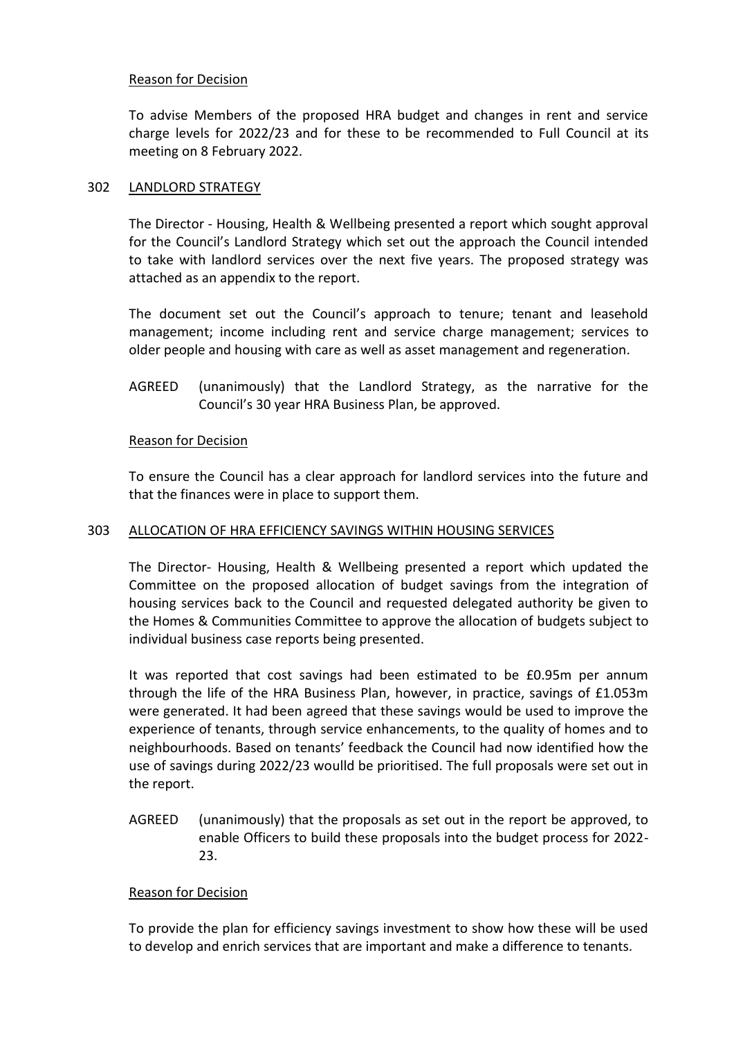Reason for Decision

To advise Members of the proposed HRA budget and changes in rent and service charge levels for 2022/23 and for these to be recommended to Full Council at its meeting on 8 February 2022.

## 302 LANDLORD STRATEGY

The Director - Housing, Health & Wellbeing presented a report which sought approval for the Council's Landlord Strategy which set out the approach the Council intended to take with landlord services over the next five years. The proposed strategy was attached as an appendix to the report.

The document set out the Council's approach to tenure; tenant and leasehold management; income including rent and service charge management; services to older people and housing with care as well as asset management and regeneration.

AGREED (unanimously) that the Landlord Strategy, as the narrative for the Council's 30 year HRA Business Plan, be approved.

Reason for Decision

To ensure the Council has a clear approach for landlord services into the future and that the finances were in place to support them.

## 303 ALLOCATION OF HRA EFFICIENCY SAVINGS WITHIN HOUSING SERVICES

The Director- Housing, Health & Wellbeing presented a report which updated the Committee on the proposed allocation of budget savings from the integration of housing services back to the Council and requested delegated authority be given to the Homes & Communities Committee to approve the allocation of budgets subject to individual business case reports being presented.

It was reported that cost savings had been estimated to be £0.95m per annum through the life of the HRA Business Plan, however, in practice, savings of £1.053m were generated. It had been agreed that these savings would be used to improve the experience of tenants, through service enhancements, to the quality of homes and to neighbourhoods. Based on tenants' feedback the Council had now identified how the use of savings during 2022/23 woulld be prioritised. The full proposals were set out in the report.

AGREED (unanimously) that the proposals as set out in the report be approved, to enable Officers to build these proposals into the budget process for 2022-23.

Reason for Decision

To provide the plan for efficiency savings investment to show how these will be used to develop and enrich services that are important and make a difference to tenants.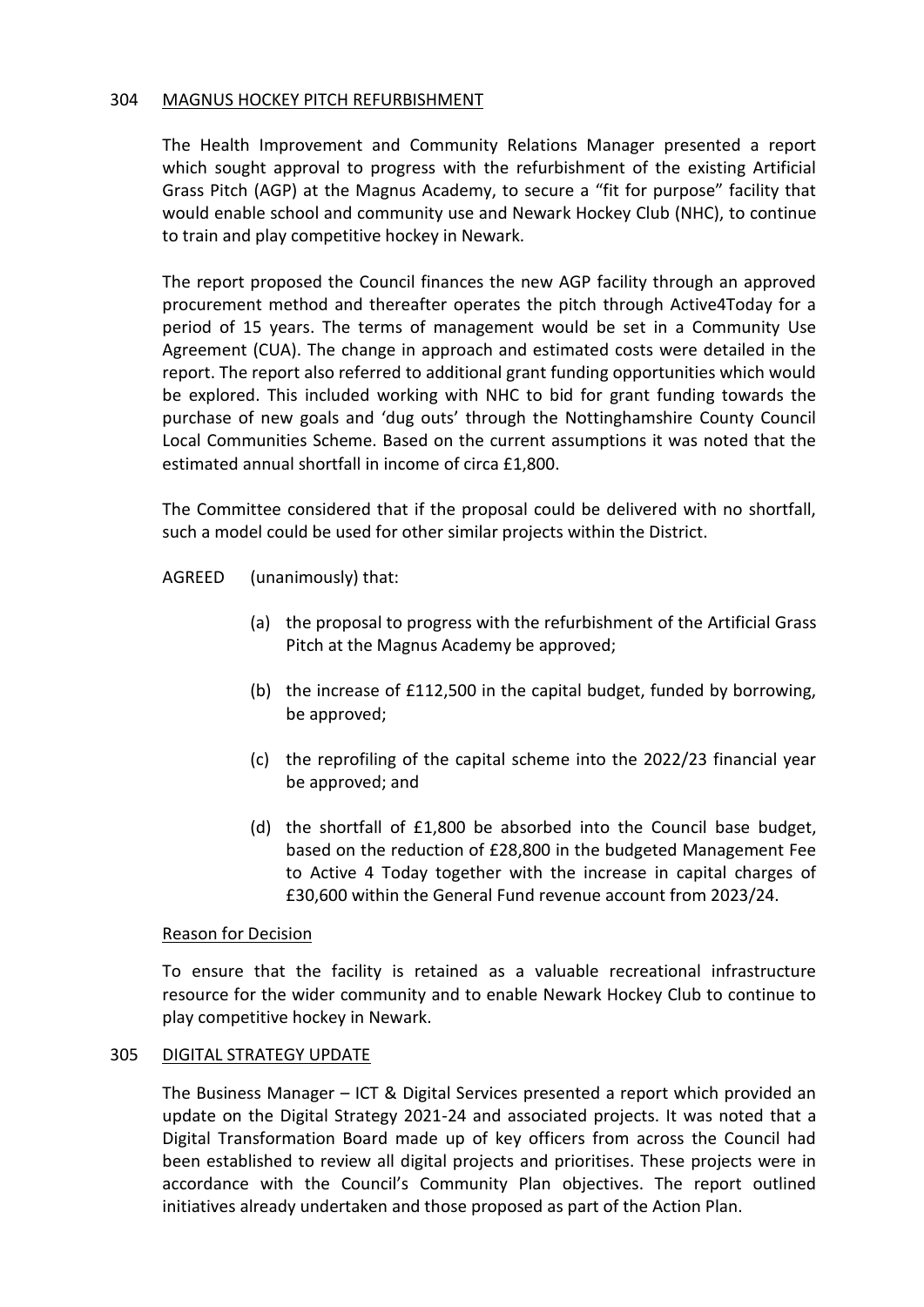## 304 MAGNUS HOCKEY PITCH REFURBISHMENT

The Health Improvement and Community Relations Manager presented a report which sought approval to progress with the refurbishment of the existing Artificial Grass Pitch (AGP) at the Magnus Academy, to secure a "fit for purpose" facility that would enable school and community use and Newark Hockey Club (NHC), to continue to train and play competitive hockey in Newark.

The report proposed the Council finances the new AGP facility through an approved procurement method and thereafter operates the pitch through Active4Today for a period of 15 years. The terms of management would be set in a Community Use Agreement (CUA). The change in approach and estimated costs were detailed in the report. The report also referred to additional grant funding opportunities which would be explored. This included working with NHC to bid for grant funding towards the purchase of new goals and 'dug outs' through the Nottinghamshire County Council Local Communities Scheme. Based on the current assumptions it was noted that the estimated annual shortfall in income of circa £1,800.

The Committee considered that if the proposal could be delivered with no shortfall, such a model could be used for other similar projects within the District.

AGREED (unanimously) that:

(a) the proposal to progress with the refurbishment of the Artificial Grass Pitch at the Magnus Academy be approved;

(b) the increase of £112,500 in the capital budget, funded by borrowing, be approved;

(c) the reprofiling of the capital scheme into the 2022/23 financial year be approved; and

(d) the shortfall of £1,800 be absorbed into the Council base budget, based on the reduction of £28,800 in the budgeted Management Fee to Active 4 Today together with the increase in capital charges of £30,600 within the General Fund revenue account from 2023/24.

Reason for Decision

To ensure that the facility is retained as a valuable recreational infrastructure resource for the wider community and to enable Newark Hockey Club to continue to play competitive hockey in Newark.

## 305 DIGITAL STRATEGY UPDATE

The Business Manager – ICT & Digital Services presented a report which provided an update on the Digital Strategy 2021-24 and associated projects. It was noted that a Digital Transformation Board made up of key officers from across the Council had been established to review all digital projects and prioritises. These projects were in accordance with the Council's Community Plan objectives. The report outlined initiatives already undertaken and those proposed as part of the Action Plan.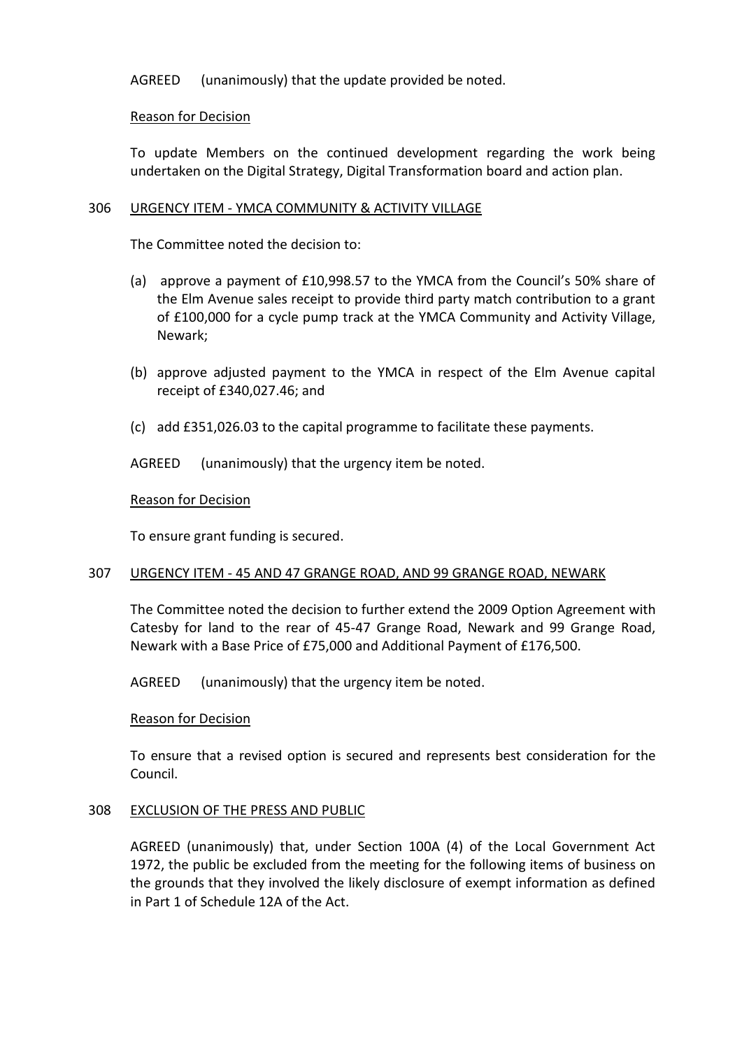AGREED (unanimously) that the update provided be noted.

Reason for Decision

To update Members on the continued development regarding the work being undertaken on the Digital Strategy, Digital Transformation board and action plan.

306 URGENCY ITEM - YMCA COMMUNITY & ACTIVITY VILLAGE

The Committee noted the decision to:

(a) approve a payment of £10,998.57 to the YMCA from the Council's 50% share of the Elm Avenue sales receipt to provide third party match contribution to a grant of £100,000 for a cycle pump track at the YMCA Community and Activity Village, Newark;

(b) approve adjusted payment to the YMCA in respect of the Elm Avenue capital receipt of £340,027.46; and

(c) add £351,026.03 to the capital programme to facilitate these payments.

AGREED (unanimously) that the urgency item be noted.

Reason for Decision

To ensure grant funding is secured.

307 URGENCY ITEM - 45 AND 47 GRANGE ROAD, AND 99 GRANGE ROAD, NEWARK

The Committee noted the decision to further extend the 2009 Option Agreement with Catesby for land to the rear of 45-47 Grange Road, Newark and 99 Grange Road, Newark with a Base Price of £75,000 and Additional Payment of £176,500.

AGREED (unanimously) that the urgency item be noted.

Reason for Decision

To ensure that a revised option is secured and represents best consideration for the Council.

308 EXCLUSION OF THE PRESS AND PUBLIC

AGREED (unanimously) that, under Section 100A (4) of the Local Government Act 1972, the public be excluded from the meeting for the following items of business on the grounds that they involved the likely disclosure of exempt information as defined in Part 1 of Schedule 12A of the Act.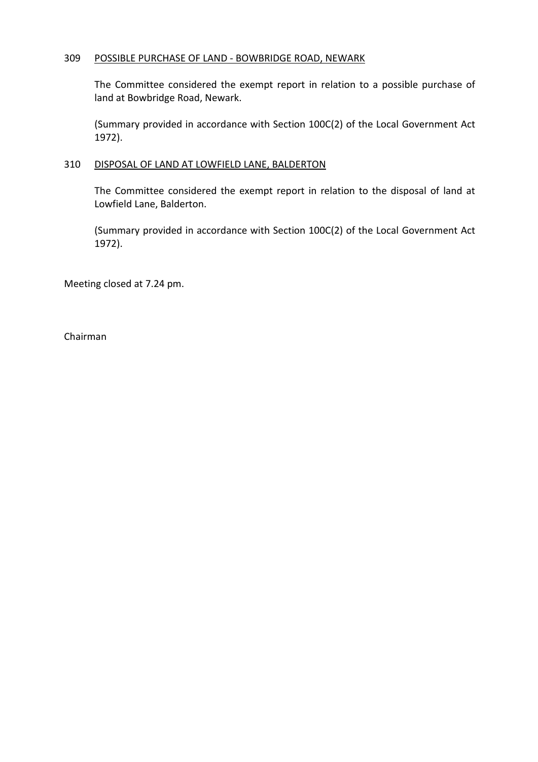309 POSSIBLE PURCHASE OF LAND - BOWBRIDGE ROAD, NEWARK

The Committee considered the exempt report in relation to a possible purchase of land at Bowbridge Road, Newark.

(Summary provided in accordance with Section 100C(2) of the Local Government Act 1972).

310 DISPOSAL OF LAND AT LOWFIELD LANE, BALDERTON

The Committee considered the exempt report in relation to the disposal of land at Lowfield Lane, Balderton.

(Summary provided in accordance with Section 100C(2) of the Local Government Act 1972).

Meeting closed at 7.24 pm.

Chairman